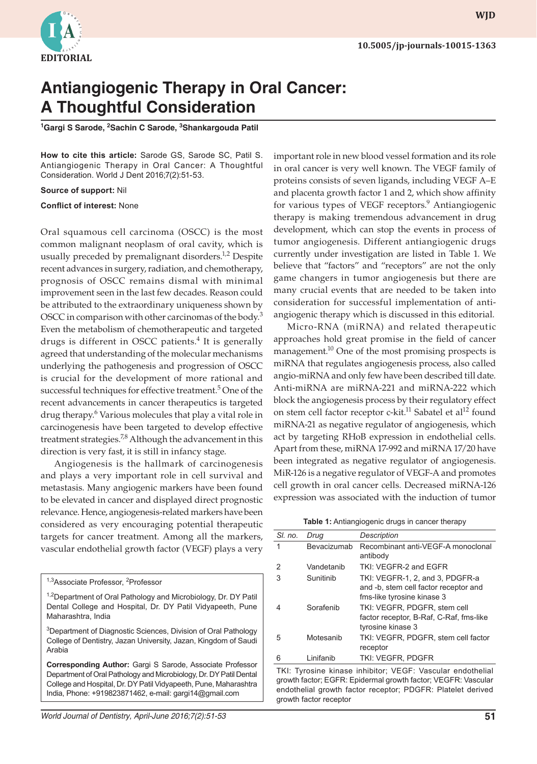**EDITORIAL**

10.5005/jp-journals-10015-1363

# Antiangiogenic Therapy in Oral Cancer: A Thoughtful Consideration

[1]Gargi S Sarode, [2]Sachin C Sarode, [3]Shankargouda Patil

**How to cite this article:** Sarode GS, Sarode SC, Patil S. Antiangiogenic Therapy in Oral Cancer: A Thoughtful Consideration. World J Dent 2016;7(2):51-53.

**Source of support:** Nil

**Conflict of interest:** None

Oral squamous cell carcinoma (OSCC) is the most common malignant neoplasm of oral cavity, which is usually preceded by premalignant disorders.[1,2] Despite recent advances in surgery, radiation, and chemotherapy, prognosis of OSCC remains dismal with minimal improvement seen in the last few decades. Reason could be attributed to the extraordinary uniqueness shown by OSCC in comparison with other carcinomas of the body.[3] Even the metabolism of chemotherapeutic and targeted drugs is different in OSCC patients.[4] It is generally agreed that understanding of the molecular mechanisms underlying the pathogenesis and progression of OSCC is crucial for the development of more rational and successful techniques for effective treatment.[5] One of the recent advancements in cancer therapeutics is targeted drug therapy.[6] Various molecules that play a vital role in carcinogenesis have been targeted to develop effective treatment strategies.[7,8] Although the advancement in this direction is very fast, it is still in infancy stage.

Angiogenesis is the hallmark of carcinogenesis and plays a very important role in cell survival and metastasis. Many angiogenic markers have been found to be elevated in cancer and displayed direct prognostic relevance. Hence, angiogenesis-related markers have been considered as very encouraging potential therapeutic targets for cancer treatment. Among all the markers, vascular endothelial growth factor (VEGF) plays a very important role in new blood vessel formation and its role in oral cancer is very well known. The VEGF family of proteins consists of seven ligands, including VEGF A–E and placenta growth factor 1 and 2, which show affinity for various types of VEGF receptors.[9] Antiangiogenic therapy is making tremendous advancement in drug development, which can stop the events in process of tumor angiogenesis. Different antiangiogenic drugs currently under investigation are listed in Table 1. We believe that "factors" and "receptors" are not the only game changers in tumor angiogenesis but there are many crucial events that are needed to be taken into consideration for successful implementation of anti-angiogenic therapy which is discussed in this editorial.

Micro-RNA (miRNA) and related therapeutic approaches hold great promise in the field of cancer management.[10] One of the most promising prospects is miRNA that regulates angiogenesis process, also called angio-miRNA and only few have been described till date. Anti-miRNA are miRNA-221 and miRNA-222 which block the angiogenesis process by their regulatory effect on stem cell factor receptor c-kit.[11] Sabatel et al[12] found miRNA-21 as negative regulator of angiogenesis, which act by targeting RHoB expression in endothelial cells. Apart from these, miRNA 17-992 and miRNA 17/20 have been integrated as negative regulator of angiogenesis. MiR-126 is a negative regulator of VEGF-A and promotes cell growth in oral cancer cells. Decreased miRNA-126 expression was associated with the induction of tumor

**Table 1:** Antiangiogenic drugs in cancer therapy

| *Sl. no.* | *Drug* | *Description* |
|---|---|---|
| 1 | Bevacizumab | Recombinant anti-VEGF-A monoclonal antibody |
| 2 | Vandetanib | TKI: VEGFR-2 and EGFR |
| 3 | Sunitinib | TKI: VEGFR-1, 2, and 3, PDGFR-a and -b, stem cell factor receptor and fms-like tyrosine kinase 3 |
| 4 | Sorafenib | TKI: VEGFR, PDGFR, stem cell factor receptor, B-Raf, C-Raf, fms-like tyrosine kinase 3 |
| 5 | Motesanib | TKI: VEGFR, PDGFR, stem cell factor receptor |
| 6 | Linifanib | TKI: VEGFR, PDGFR |

TKI: Tyrosine kinase inhibitor; VEGF: Vascular endothelial growth factor; EGFR: Epidermal growth factor; VEGFR: Vascular endothelial growth factor receptor; PDGFR: Platelet derived growth factor receptor

[1,3]Associate Professor, [2]Professor

[1,2]Department of Oral Pathology and Microbiology, Dr. DY Patil Dental College and Hospital, Dr. DY Patil Vidyapeeth, Pune Maharashtra, India

[3]Department of Diagnostic Sciences, Division of Oral Pathology College of Dentistry, Jazan University, Jazan, Kingdom of Saudi Arabia

**Corresponding Author:** Gargi S Sarode, Associate Professor Department of Oral Pathology and Microbiology, Dr. DY Patil Dental College and Hospital, Dr. DY Patil Vidyapeeth, Pune, Maharashtra India, Phone: +919823871462, e-mail: gargi14@gmail.com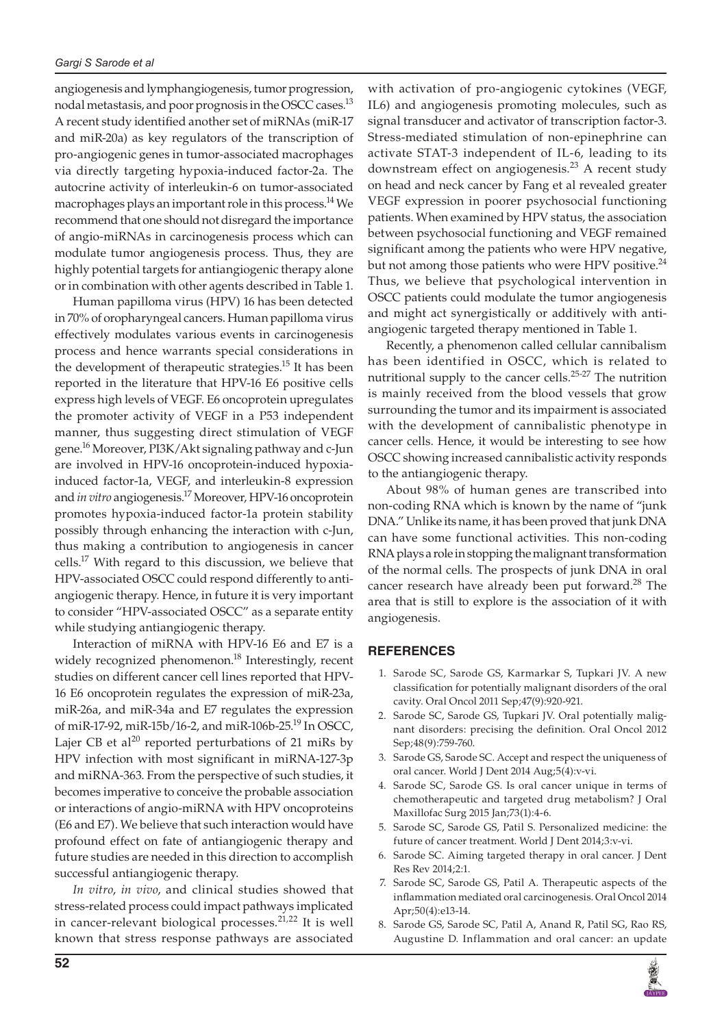angiogenesis and lymphangiogenesis, tumor progression, nodal metastasis, and poor prognosis in the OSCC cases.[13] A recent study identified another set of miRNAs (miR-17 and miR-20a) as key regulators of the transcription of pro-angiogenic genes in tumor-associated macrophages via directly targeting hypoxia-induced factor-2a. The autocrine activity of interleukin-6 on tumor-associated macrophages plays an important role in this process.[14] We recommend that one should not disregard the importance of angio-miRNAs in carcinogenesis process which can modulate tumor angiogenesis process. Thus, they are highly potential targets for antiangiogenic therapy alone or in combination with other agents described in Table 1.

Human papilloma virus (HPV) 16 has been detected in 70% of oropharyngeal cancers. Human papilloma virus effectively modulates various events in carcinogenesis process and hence warrants special considerations in the development of therapeutic strategies.[15] It has been reported in the literature that HPV-16 E6 positive cells express high levels of VEGF. E6 oncoprotein upregulates the promoter activity of VEGF in a P53 independent manner, thus suggesting direct stimulation of VEGF gene.[16] Moreover, PI3K/Akt signaling pathway and c-Jun are involved in HPV-16 oncoprotein-induced hypoxia-induced factor-1a, VEGF, and interleukin-8 expression and *in vitro* angiogenesis.[17] Moreover, HPV-16 oncoprotein promotes hypoxia-induced factor-1a protein stability possibly through enhancing the interaction with c-Jun, thus making a contribution to angiogenesis in cancer cells.[17] With regard to this discussion, we believe that HPV-associated OSCC could respond differently to anti-angiogenic therapy. Hence, in future it is very important to consider "HPV-associated OSCC" as a separate entity while studying antiangiogenic therapy.

Interaction of miRNA with HPV-16 E6 and E7 is a widely recognized phenomenon.[18] Interestingly, recent studies on different cancer cell lines reported that HPV-16 E6 oncoprotein regulates the expression of miR-23a, miR-26a, and miR-34a and E7 regulates the expression of miR-17-92, miR-15b/16-2, and miR-106b-25.[19] In OSCC, Lajer CB et al[20] reported perturbations of 21 miRs by HPV infection with most significant in miRNA-127-3p and miRNA-363. From the perspective of such studies, it becomes imperative to conceive the probable association or interactions of angio-miRNA with HPV oncoproteins (E6 and E7). We believe that such interaction would have profound effect on fate of antiangiogenic therapy and future studies are needed in this direction to accomplish successful antiangiogenic therapy.

*In vitro*, *in vivo*, and clinical studies showed that stress-related process could impact pathways implicated in cancer-relevant biological processes.[21,22] It is well known that stress response pathways are associated with activation of pro-angiogenic cytokines (VEGF, IL6) and angiogenesis promoting molecules, such as signal transducer and activator of transcription factor-3. Stress-mediated stimulation of non-epinephrine can activate STAT-3 independent of IL-6, leading to its downstream effect on angiogenesis.[23] A recent study on head and neck cancer by Fang et al revealed greater VEGF expression in poorer psychosocial functioning patients. When examined by HPV status, the association between psychosocial functioning and VEGF remained significant among the patients who were HPV negative, but not among those patients who were HPV positive.[24] Thus, we believe that psychological intervention in OSCC patients could modulate the tumor angiogenesis and might act synergistically or additively with anti-angiogenic targeted therapy mentioned in Table 1.

Recently, a phenomenon called cellular cannibalism has been identified in OSCC, which is related to nutritional supply to the cancer cells.[25-27] The nutrition is mainly received from the blood vessels that grow surrounding the tumor and its impairment is associated with the development of cannibalistic phenotype in cancer cells. Hence, it would be interesting to see how OSCC showing increased cannibalistic activity responds to the antiangiogenic therapy.

About 98% of human genes are transcribed into non-coding RNA which is known by the name of "junk DNA." Unlike its name, it has been proved that junk DNA can have some functional activities. This non-coding RNA plays a role in stopping the malignant transformation of the normal cells. The prospects of junk DNA in oral cancer research have already been put forward.[28] The area that is still to explore is the association of it with angiogenesis.

## REFERENCES

1. Sarode SC, Sarode GS, Karmarkar S, Tupkari JV. A new classification for potentially malignant disorders of the oral cavity. Oral Oncol 2011 Sep;47(9):920-921.
2. Sarode SC, Sarode GS, Tupkari JV. Oral potentially malignant disorders: precising the definition. Oral Oncol 2012 Sep;48(9):759-760.
3. Sarode GS, Sarode SC. Accept and respect the uniqueness of oral cancer. World J Dent 2014 Aug;5(4):v-vi.
4. Sarode SC, Sarode GS. Is oral cancer unique in terms of chemotherapeutic and targeted drug metabolism? J Oral Maxillofac Surg 2015 Jan;73(1):4-6.
5. Sarode SC, Sarode GS, Patil S. Personalized medicine: the future of cancer treatment. World J Dent 2014;3:v-vi.
6. Sarode SC. Aiming targeted therapy in oral cancer. J Dent Res Rev 2014;2:1.
7. Sarode SC, Sarode GS, Patil A. Therapeutic aspects of the inflammation mediated oral carcinogenesis. Oral Oncol 2014 Apr;50(4):e13-14.
8. Sarode GS, Sarode SC, Patil A, Anand R, Patil SG, Rao RS, Augustine D. Inflammation and oral cancer: an update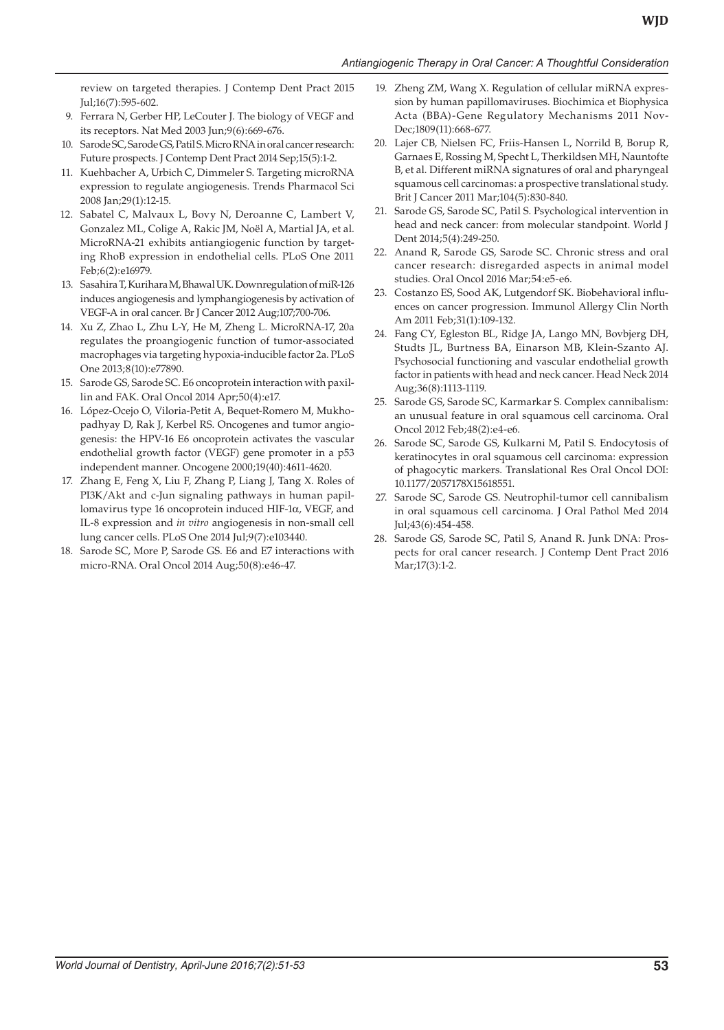review on targeted therapies. J Contemp Dent Pract 2015 Jul;16(7):595-602.

9. Ferrara N, Gerber HP, LeCouter J. The biology of VEGF and its receptors. Nat Med 2003 Jun;9(6):669-676.
10. Sarode SC, Sarode GS, Patil S. Micro RNA in oral cancer research: Future prospects. J Contemp Dent Pract 2014 Sep;15(5):1-2.
11. Kuehbacher A, Urbich C, Dimmeler S. Targeting microRNA expression to regulate angiogenesis. Trends Pharmacol Sci 2008 Jan;29(1):12-15.
12. Sabatel C, Malvaux L, Bovy N, Deroanne C, Lambert V, Gonzalez ML, Colige A, Rakic JM, Noël A, Martial JA, et al. MicroRNA-21 exhibits antiangiogenic function by targeting RhoB expression in endothelial cells. PLoS One 2011 Feb;6(2):e16979.
13. Sasahira T, Kurihara M, Bhawal UK. Downregulation of miR-126 induces angiogenesis and lymphangiogenesis by activation of VEGF-A in oral cancer. Br J Cancer 2012 Aug;107;700-706.
14. Xu Z, Zhao L, Zhu L-Y, He M, Zheng L. MicroRNA-17, 20a regulates the proangiogenic function of tumor-associated macrophages via targeting hypoxia-inducible factor 2a. PLoS One 2013;8(10):e77890.
15. Sarode GS, Sarode SC. E6 oncoprotein interaction with paxillin and FAK. Oral Oncol 2014 Apr;50(4):e17.
16. López-Ocejo O, Viloria-Petit A, Bequet-Romero M, Mukhopadhyay D, Rak J, Kerbel RS. Oncogenes and tumor angiogenesis: the HPV-16 E6 oncoprotein activates the vascular endothelial growth factor (VEGF) gene promoter in a p53 independent manner. Oncogene 2000;19(40):4611-4620.
17. Zhang E, Feng X, Liu F, Zhang P, Liang J, Tang X. Roles of PI3K/Akt and c-Jun signaling pathways in human papillomavirus type 16 oncoprotein induced HIF-1α, VEGF, and IL-8 expression and *in vitro* angiogenesis in non-small cell lung cancer cells. PLoS One 2014 Jul;9(7):e103440.
18. Sarode SC, More P, Sarode GS. E6 and E7 interactions with micro-RNA. Oral Oncol 2014 Aug;50(8):e46-47.
19. Zheng ZM, Wang X. Regulation of cellular miRNA expression by human papillomaviruses. Biochimica et Biophysica Acta (BBA)-Gene Regulatory Mechanisms 2011 Nov-Dec;1809(11):668-677.
20. Lajer CB, Nielsen FC, Friis-Hansen L, Norrild B, Borup R, Garnaes E, Rossing M, Specht L, Therkildsen MH, Nauntofte B, et al. Different miRNA signatures of oral and pharyngeal squamous cell carcinomas: a prospective translational study. Brit J Cancer 2011 Mar;104(5):830-840.
21. Sarode GS, Sarode SC, Patil S. Psychological intervention in head and neck cancer: from molecular standpoint. World J Dent 2014;5(4):249-250.
22. Anand R, Sarode GS, Sarode SC. Chronic stress and oral cancer research: disregarded aspects in animal model studies. Oral Oncol 2016 Mar;54:e5-e6.
23. Costanzo ES, Sood AK, Lutgendorf SK. Biobehavioral influences on cancer progression. Immunol Allergy Clin North Am 2011 Feb;31(1):109-132.
24. Fang CY, Egleston BL, Ridge JA, Lango MN, Bovbjerg DH, Studts JL, Burtness BA, Einarson MB, Klein-Szanto AJ. Psychosocial functioning and vascular endothelial growth factor in patients with head and neck cancer. Head Neck 2014 Aug;36(8):1113-1119.
25. Sarode GS, Sarode SC, Karmarkar S. Complex cannibalism: an unusual feature in oral squamous cell carcinoma. Oral Oncol 2012 Feb;48(2):e4-e6.
26. Sarode SC, Sarode GS, Kulkarni M, Patil S. Endocytosis of keratinocytes in oral squamous cell carcinoma: expression of phagocytic markers. Translational Res Oral Oncol DOI: 10.1177/2057178X15618551.
27. Sarode SC, Sarode GS. Neutrophil-tumor cell cannibalism in oral squamous cell carcinoma. J Oral Pathol Med 2014 Jul;43(6):454-458.
28. Sarode GS, Sarode SC, Patil S, Anand R. Junk DNA: Prospects for oral cancer research. J Contemp Dent Pract 2016 Mar;17(3):1-2.